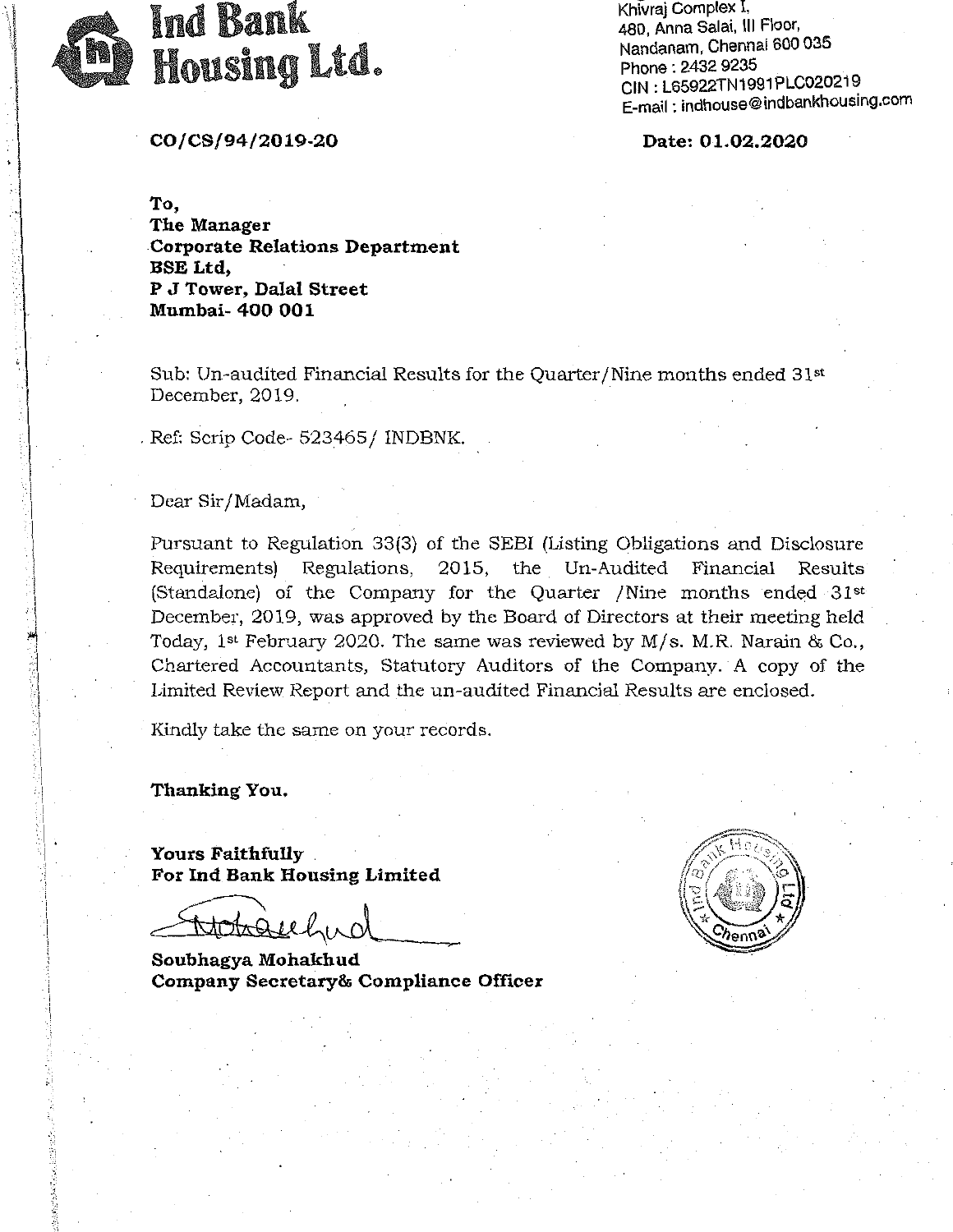# Ind Bank Housing Ltd.

Khivraj Complex I,
480, Anna Salai, III Floor,
Nandanam, Chennai 600 035
Phone : 2432 9235
CIN : L65922TN1991PLC020219
E-mail : indhouse@indbankhousing.com

**CO/CS/94/2019-20** **Date: 01.02.2020**

**To,**
**The Manager**
**Corporate Relations Department**
**BSE Ltd,**
**P J Tower, Dalal Street**
**Mumbai- 400 001**

Sub: Un-audited Financial Results for the Quarter/Nine months ended 31st December, 2019.

Ref: Scrip Code- 523465/ INDBNK.

Dear Sir/Madam,

Pursuant to Regulation 33(3) of the SEBI (Listing Obligations and Disclosure Requirements) Regulations, 2015, the Un-Audited Financial Results (Standalone) of the Company for the Quarter /Nine months ended 31st December, 2019, was approved by the Board of Directors at their meeting held Today, 1st February 2020. The same was reviewed by M/s. M.R. Narain & Co., Chartered Accountants, Statutory Auditors of the Company. A copy of the Limited Review Report and the un-audited Financial Results are enclosed.

Kindly take the same on your records.

**Thanking You.**

**Yours Faithfully**
**For Ind Bank Housing Limited**

**Soubhagya Mohakhud**
**Company Secretary& Compliance Officer**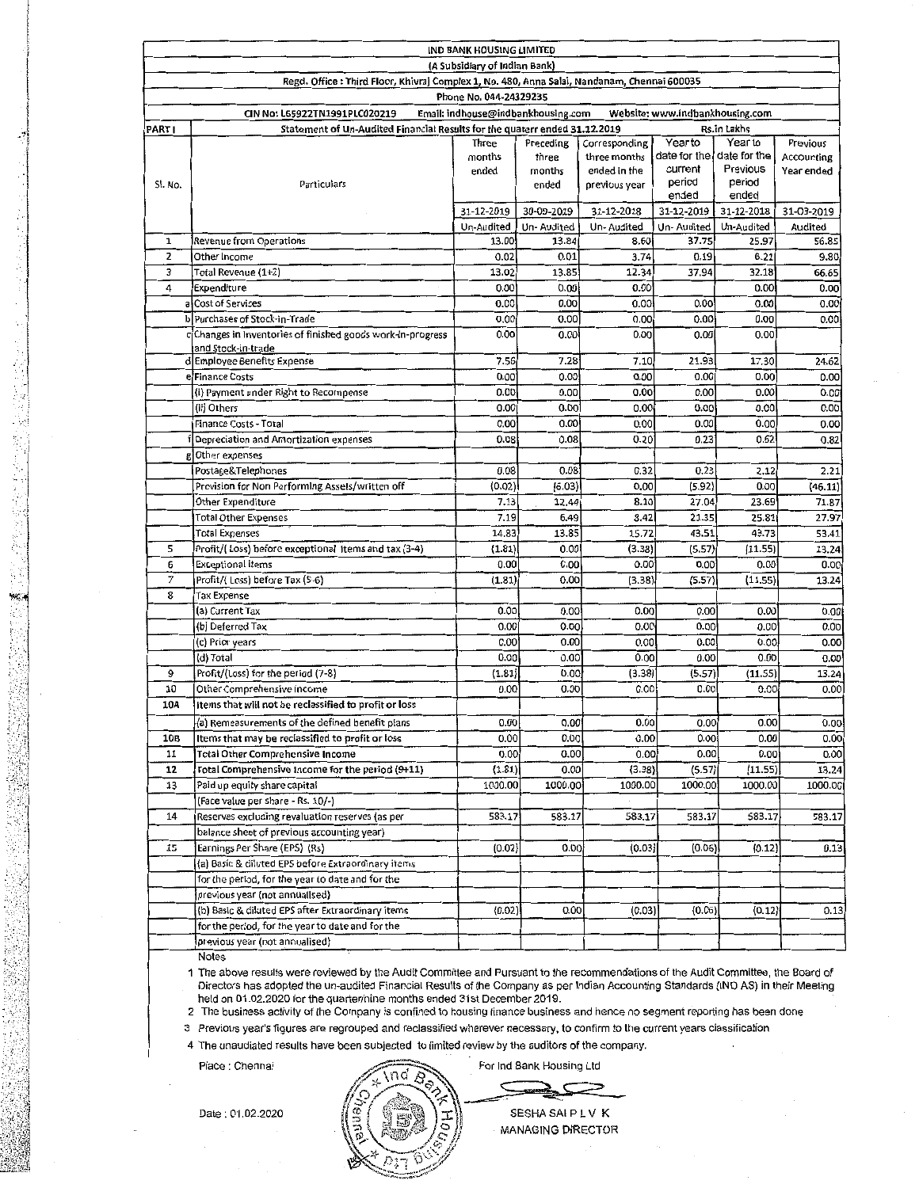# IND BANK HOUSING LIMITED

(A Subsidiary of Indian Bank)

Regd. Office : Third Floor, Khivraj Complex 1, No. 480, Anna Salai, Nandanam, Chennai 600035

Phone No. 044-24329235

CIN No: L65922TN1991PLC020219 Email: indhouse@indbankhousing.com Website: www.indbankhousing.com

| PART I | Statement of Un-Audited Financial Results for the quaterr ended 31.12.2019 | | | | | | Rs.in Lakhs |
|---|---|---|---|---|---|---|---|
| Sl. No. | Particulars | Three months ended | Preceding three months ended | Corresponding three months ended in the previous year | Year to date for the current period ended | Year to date for the Previous period ended | Previous Accounting Year ended |
| | | 31-12-2019 | 30-09-2019 | 31-12-2018 | 31-12-2019 | 31-12-2018 | 31-03-2019 |
| | | Un-Audited | Un- Audited | Un- Audited | Un- Audited | Un-Audited | Audited |
| 1 | Revenue from Operations | 13.00 | 13.84 | 8.60 | 37.75 | 25.97 | 56.85 |
| 2 | Other Income | 0.02 | 0.01 | 3.74 | 0.19 | 6.21 | 9.80 |
| 3 | Total Revenue (1+2) | 13.02 | 13.85 | 12.34 | 37.94 | 32.18 | 66.65 |
| 4 | Expenditure | 0.00 | 0.00 | 0.00 | | 0.00 | 0.00 |
| a | Cost of Services | 0.00 | 0.00 | 0.00 | 0.00 | 0.00 | 0.00 |
| b | Purchases of Stock-in-Trade | 0.00 | 0.00 | 0.00 | 0.00 | 0.00 | 0.00 |
| c | Changes in inventories of finished goods work-in-progress and Stock-in-trade | 0.00 | 0.00 | 0.00 | 0.00 | 0.00 | |
| d | Employee Benefits Expense | 7.56 | 7.28 | 7.10 | 21.93 | 17.30 | 24.62 |
| e | Finance Costs | 0.00 | 0.00 | 0.00 | 0.00 | 0.00 | 0.00 |
| | (i) Payment under Right to Recompense | 0.00 | 0.00 | 0.00 | 0.00 | 0.00 | 0.00 |
| | (ii) Others | 0.00 | 0.00 | 0.00 | 0.00 | 0.00 | 0.00 |
| | Finance Costs - Total | 0.00 | 0.00 | 0.00 | 0.00 | 0.00 | 0.00 |
| f | Depreciation and Amortization expenses | 0.08 | 0.08 | 0.20 | 0.23 | 0.62 | 0.82 |
| g | Other expenses | | | | | | |
| | Postage&Telephones | 0.08 | 0.08 | 0.32 | 0.23 | 2.12 | 2.21 |
| | Provision for Non Performing Assets/written off | (0.02) | (6.03) | 0.00 | (5.92) | 0.00 | (46.11) |
| | Other Expenditure | 7.13 | 12.44 | 8.10 | 27.04 | 23.69 | 71.87 |
| | Total Other Expenses | 7.19 | 6.49 | 8.42 | 21.35 | 25.81 | 27.97 |
| | Total Expenses | 14.83 | 13.85 | 15.72 | 43.51 | 43.73 | 53.41 |
| 5 | Profit/( Loss) before exceptional items and tax (3-4) | (1.81) | 0.00 | (3.38) | (5.57) | (11.55) | 13.24 |
| 6 | Exceptional items | 0.00 | 0.00 | 0.00 | 0.00 | 0.00 | 0.00 |
| 7 | Profit/( Loss) before Tax (5-6) | (1.81) | 0.00 | (3.38) | (5.57) | (11.55) | 13.24 |
| 8 | Tax Expense | | | | | | |
| | (a) Current Tax | 0.00 | 0.00 | 0.00 | 0.00 | 0.00 | 0.00 |
| | (b) Deferred Tax | 0.00 | 0.00 | 0.00 | 0.00 | 0.00 | 0.00 |
| | (c) Prior years | 0.00 | 0.00 | 0.00 | 0.00 | 0.00 | 0.00 |
| | (d) Total | 0.00 | 0.00 | 0.00 | 0.00 | 0.00 | 0.00 |
| 9 | Profit/(Loss) for the period (7-8) | (1.81) | 0.00 | (3.38) | (5.57) | (11.55) | 13.24 |
| 10 | Other Comprehensive Income | 0.00 | 0.00 | 0.00 | 0.00 | 0.00 | 0.00 |
| 10A | Items that will not be reclassified to profit or loss | | | | | | |
| | (a) Remeasurements of the defined benefit plans | 0.00 | 0.00 | 0.00 | 0.00 | 0.00 | 0.00 |
| 10B | Items that may be reclassified to profit or loss | 0.00 | 0.00 | 0.00 | 0.00 | 0.00 | 0.00 |
| 11 | Total Other Comprehensive Income | 0.00 | 0.00 | 0.00 | 0.00 | 0.00 | 0.00 |
| 12 | Total Comprehensive Income for the period (9+11) | (1.81) | 0.00 | (3.38) | (5.57) | (11.55) | 13.24 |
| 13 | Paid up equity share capital | 1000.00 | 1000.00 | 1000.00 | 1000.00 | 1000.00 | 1000.00 |
| | (Face value per share - Rs. 10/-) | | | | | | |
| 14 | Reserves excluding revaluation reserves (as per balance sheet of previous accounting year) | 583.17 | 583.17 | 583.17 | 583.17 | 583.17 | 583.17 |
| 15 | Earnings Per Share (EPS) (Rs) | (0.02) | 0.00 | (0.03) | (0.06) | (0.12) | 0.13 |
| | (a) Basic & diluted EPS before Extraordinary items for the period, for the year to date and for the previous year (not annualised) | | | | | | |
| | (b) Basic & diluted EPS after Extraordinary items for the period, for the year to date and for the previous year (not annualised) | (0.02) | 0.00 | (0.03) | (0.06) | (0.12) | 0.13 |

Notes

1. The above results were reviewed by the Audit Committee and Pursuant to the recommendations of the Audit Committee, the Board of Directors has adopted the un-audited Financial Results of the Company as per Indian Accounting Standards (IND AS) in their Meeting held on 01.02.2020 for the quarter/nine months ended 31st December 2019.
2. The business activity of the Company is confined to housing finance business and hence no segment reporting has been done
3. Previous year's figures are regrouped and reclassified wherever necessary, to confirm to the current years classification
4. The unaudiated results have been subjected to limited review by the auditors of the company.

Place : Chennai

Date : 01.02.2020

For Ind Bank Housing Ltd

SESHA SAI P L V K
MANAGING DIRECTOR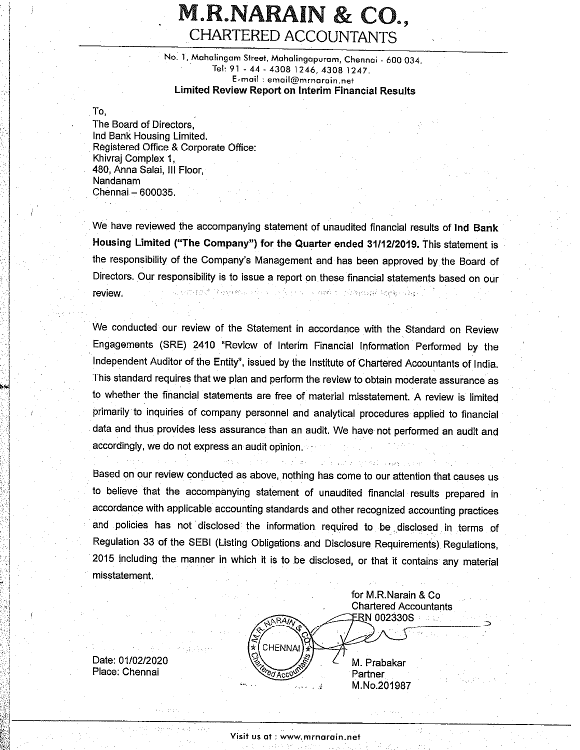# M.R.NARAIN & CO.,

## CHARTERED ACCOUNTANTS

No. 1, Mahalingam Street, Mahalingapuram, Chennai - 600 034.
Tel: 91 - 44 - 4308 1246, 4308 1247.
E-mail : email@mrnarain.net

**Limited Review Report on Interim Financial Results**

To,
The Board of Directors,
Ind Bank Housing Limited.
Registered Office & Corporate Office:
Khivraj Complex 1,
480, Anna Salai, III Floor,
Nandanam
Chennai – 600035.

We have reviewed the accompanying statement of unaudited financial results of **Ind Bank Housing Limited ("The Company") for the Quarter ended 31/12/2019.** This statement is the responsibility of the Company's Management and has been approved by the Board of Directors. Our responsibility is to issue a report on these financial statements based on our review.

We conducted our review of the Statement in accordance with the Standard on Review Engagements (SRE) 2410 "Review of Interim Financial Information Performed by the Independent Auditor of the Entity", issued by the Institute of Chartered Accountants of India. This standard requires that we plan and perform the review to obtain moderate assurance as to whether the financial statements are free of material misstatement. A review is limited primarily to inquiries of company personnel and analytical procedures applied to financial data and thus provides less assurance than an audit. We have not performed an audit and accordingly, we do not express an audit opinion.

Based on our review conducted as above, nothing has come to our attention that causes us to believe that the accompanying statement of unaudited financial results prepared in accordance with applicable accounting standards and other recognized accounting practices and policies has not disclosed the information required to be disclosed in terms of Regulation 33 of the SEBI (Listing Obligations and Disclosure Requirements) Regulations, 2015 including the manner in which it is to be disclosed, or that it contains any material misstatement.

for M.R.Narain & Co
Chartered Accountants
FRN 002330S

M. Prabakar
Partner
M.No.201987

Date: 01/02/2020
Place: Chennai

Visit us at : www.mrnarain.net